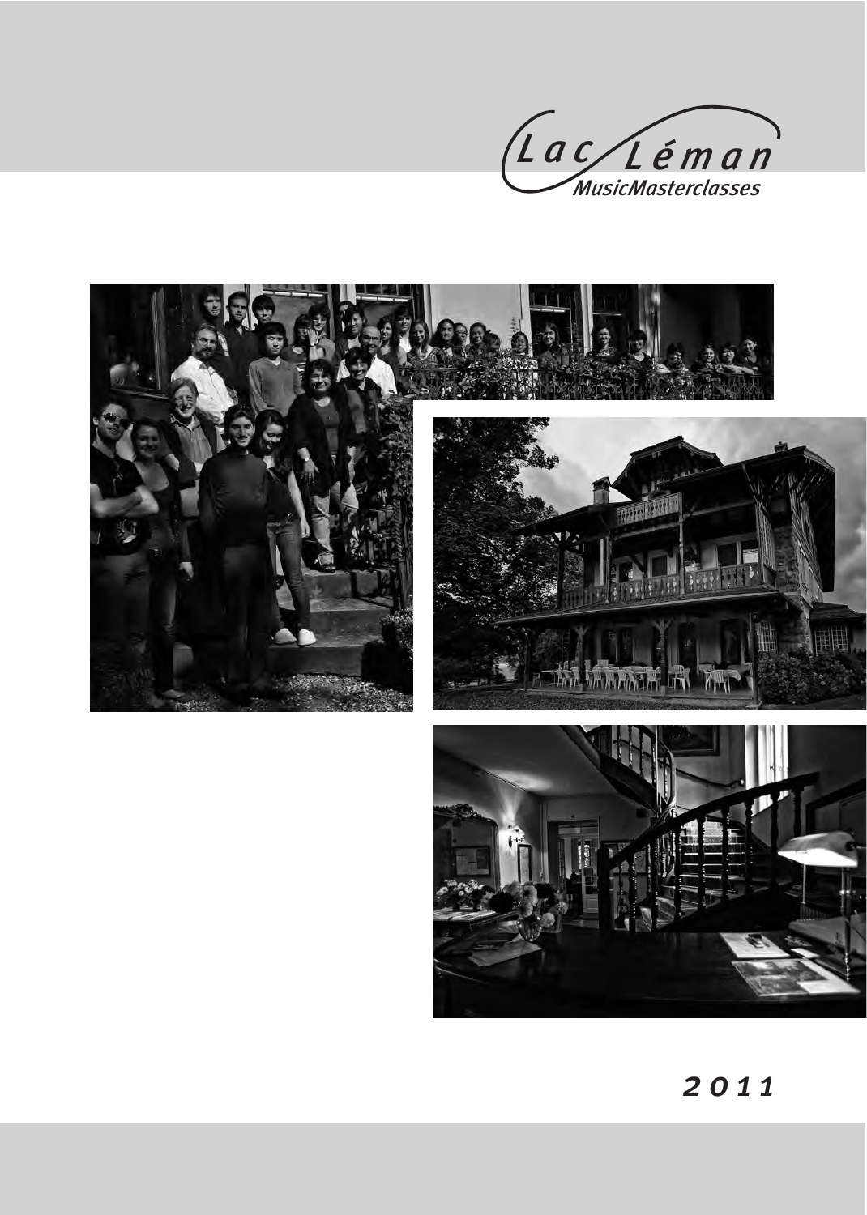Lac Léman

MusicMasterclasses

2011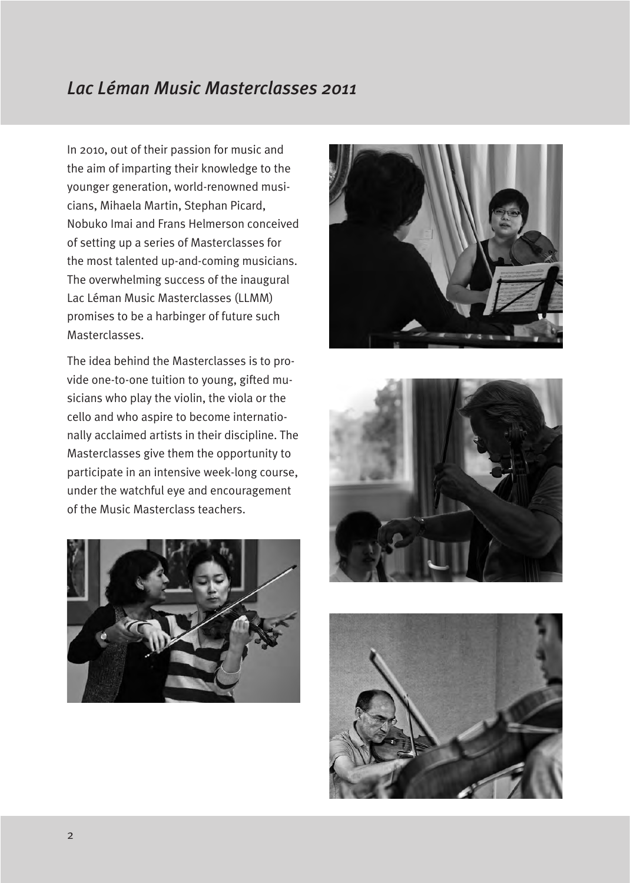# *Lac Léman Music Masterclasses 2011*

In 2010, out of their passion for music and the aim of imparting their knowledge to the younger generation, world-renowned musicians, Mihaela Martin, Stephan Picard, Nobuko Imai and Frans Helmerson conceived of setting up a series of Masterclasses for the most talented up-and-coming musicians. The overwhelming success of the inaugural Lac Léman Music Masterclasses (LLMM) promises to be a harbinger of future such Masterclasses.

The idea behind the Masterclasses is to provide one-to-one tuition to young, gifted musicians who play the violin, the viola or the cello and who aspire to become internationally acclaimed artists in their discipline. The Masterclasses give them the opportunity to participate in an intensive week-long course, under the watchful eye and encouragement of the Music Masterclass teachers.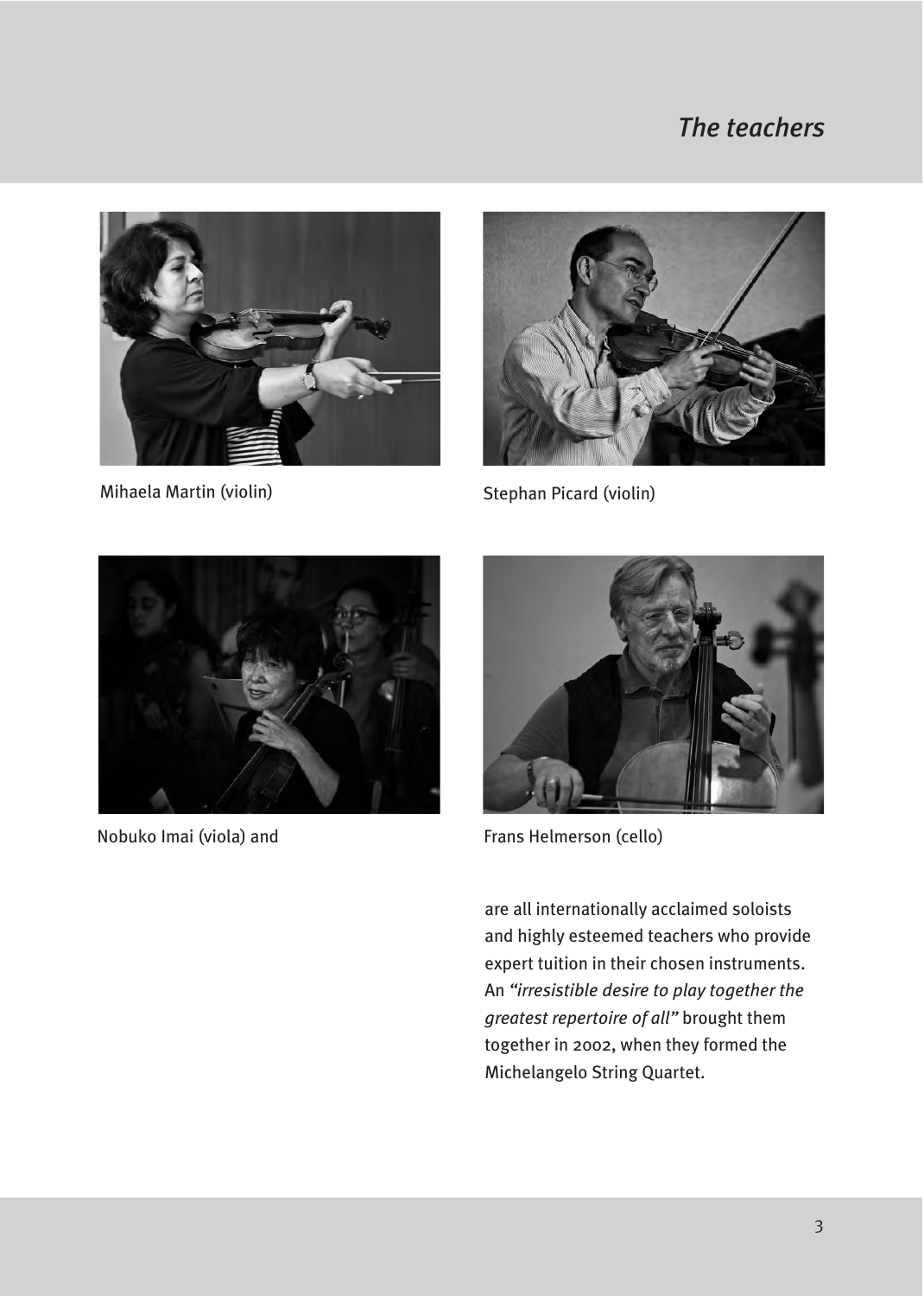# *The teachers*

Mihaela Martin (violin)

Stephan Picard (violin)

Nobuko Imai (viola) and

Frans Helmerson (cello)

are all internationally acclaimed soloists and highly esteemed teachers who provide expert tuition in their chosen instruments. An *"irresistible desire to play together the greatest repertoire of all"* brought them together in 2002, when they formed the Michelangelo String Quartet.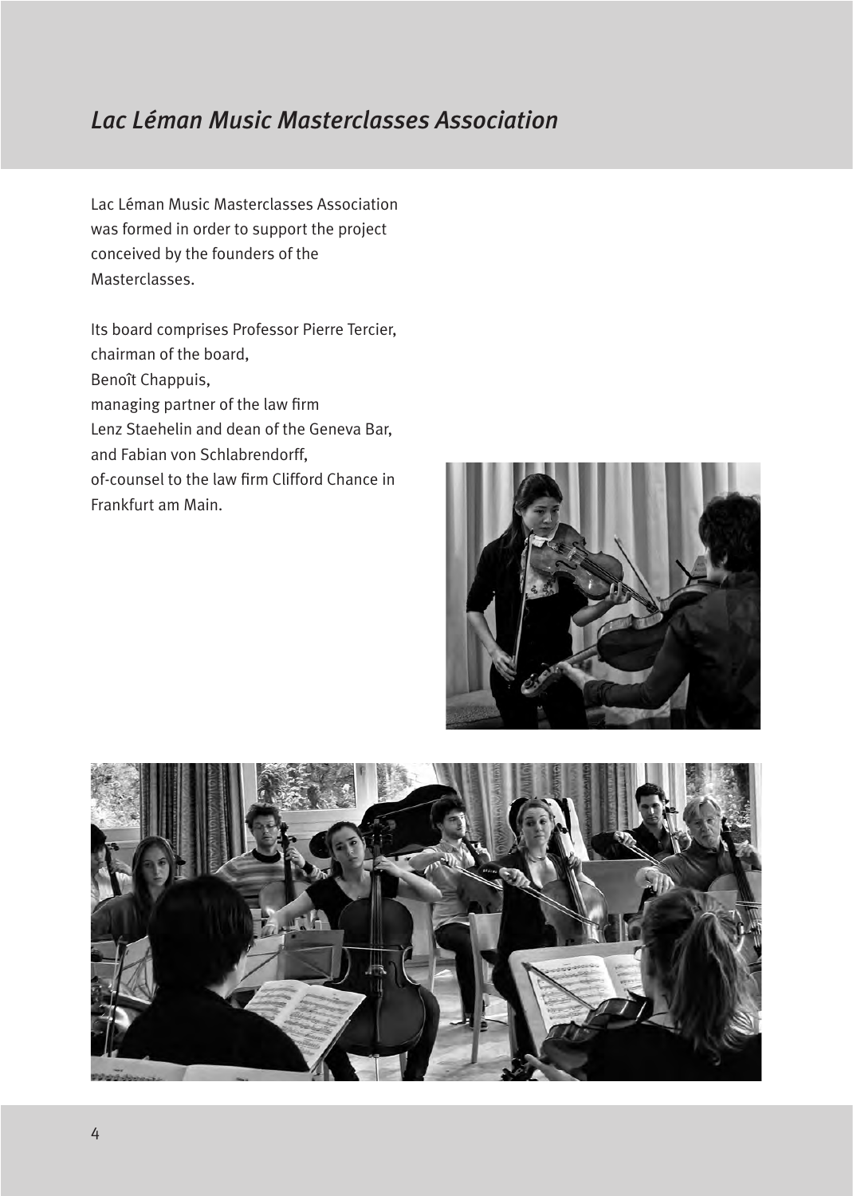# *Lac Léman Music Masterclasses Association*

Lac Léman Music Masterclasses Association was formed in order to support the project conceived by the founders of the Masterclasses.

Its board comprises Professor Pierre Tercier, chairman of the board, Benoît Chappuis, managing partner of the law firm Lenz Staehelin and dean of the Geneva Bar, and Fabian von Schlabrendorff, of-counsel to the law firm Clifford Chance in Frankfurt am Main.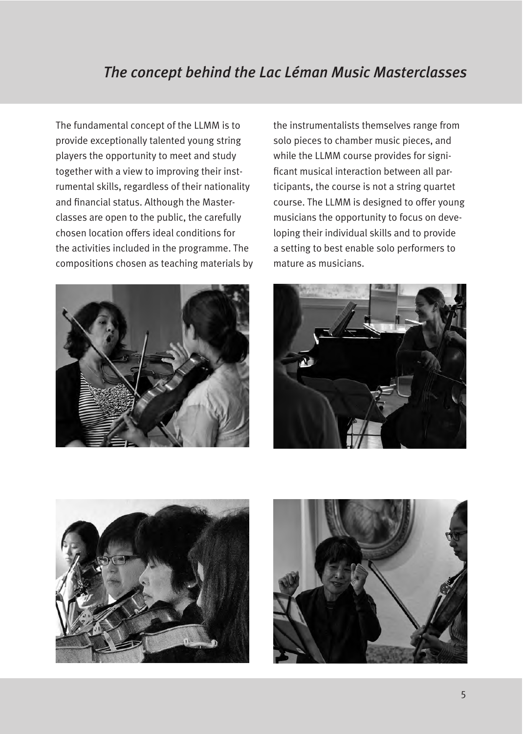# *The concept behind the Lac Léman Music Masterclasses*

The fundamental concept of the LLMM is to provide exceptionally talented young string players the opportunity to meet and study together with a view to improving their instrumental skills, regardless of their nationality and financial status. Although the Masterclasses are open to the public, the carefully chosen location offers ideal conditions for the activities included in the programme. The compositions chosen as teaching materials by the instrumentalists themselves range from solo pieces to chamber music pieces, and while the LLMM course provides for significant musical interaction between all participants, the course is not a string quartet course. The LLMM is designed to offer young musicians the opportunity to focus on developing their individual skills and to provide a setting to best enable solo performers to mature as musicians.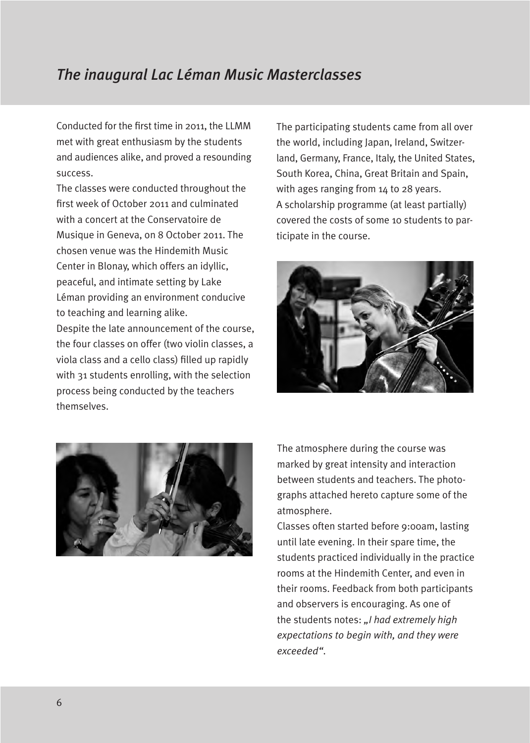# *The inaugural Lac Léman Music Masterclasses*

Conducted for the first time in 2011, the LLMM met with great enthusiasm by the students and audiences alike, and proved a resounding success.

The classes were conducted throughout the first week of October 2011 and culminated with a concert at the Conservatoire de Musique in Geneva, on 8 October 2011. The chosen venue was the Hindemith Music Center in Blonay, which offers an idyllic, peaceful, and intimate setting by Lake Léman providing an environment conducive to teaching and learning alike.

Despite the late announcement of the course, the four classes on offer (two violin classes, a viola class and a cello class) filled up rapidly with 31 students enrolling, with the selection process being conducted by the teachers themselves.

The participating students came from all over the world, including Japan, Ireland, Switzerland, Germany, France, Italy, the United States, South Korea, China, Great Britain and Spain, with ages ranging from 14 to 28 years.

A scholarship programme (at least partially) covered the costs of some 10 students to participate in the course.

The atmosphere during the course was marked by great intensity and interaction between students and teachers. The photographs attached hereto capture some of the atmosphere.

Classes often started before 9:00am, lasting until late evening. In their spare time, the students practiced individually in the practice rooms at the Hindemith Center, and even in their rooms. Feedback from both participants and observers is encouraging. As one of the students notes: *„I had extremely high expectations to begin with, and they were exceeded"*.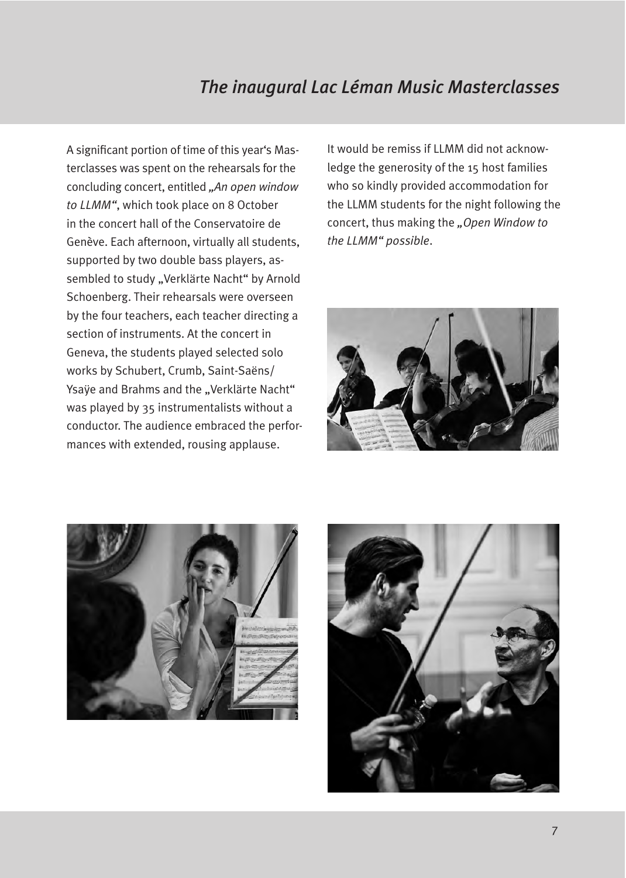A significant portion of time of this year's Masterclasses was spent on the rehearsals for the concluding concert, entitled *„An open window to LLMM"*, which took place on 8 October in the concert hall of the Conservatoire de Genève. Each afternoon, virtually all students, supported by two double bass players, assembled to study „Verklärte Nacht" by Arnold Schoenberg. Their rehearsals were overseen by the four teachers, each teacher directing a section of instruments. At the concert in Geneva, the students played selected solo works by Schubert, Crumb, Saint-Saëns/Ysaÿe and Brahms and the „Verklärte Nacht" was played by 35 instrumentalists without a conductor. The audience embraced the performances with extended, rousing applause.

It would be remiss if LLMM did not acknowledge the generosity of the 15 host families who so kindly provided accommodation for the LLMM students for the night following the concert, thus making the *„Open Window to the LLMM" possible*.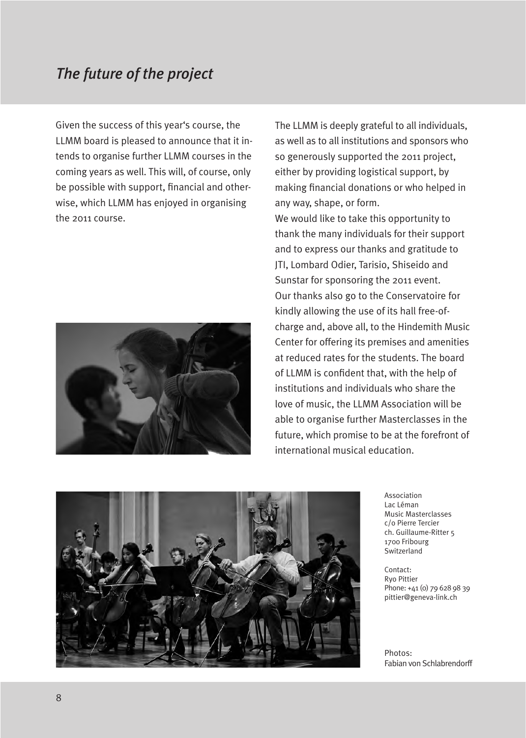## *The future of the project*

Given the success of this year's course, the LLMM board is pleased to announce that it intends to organise further LLMM courses in the coming years as well. This will, of course, only be possible with support, financial and otherwise, which LLMM has enjoyed in organising the 2011 course.

The LLMM is deeply grateful to all individuals, as well as to all institutions and sponsors who so generously supported the 2011 project, either by providing logistical support, by making financial donations or who helped in any way, shape, or form.
We would like to take this opportunity to thank the many individuals for their support and to express our thanks and gratitude to JTI, Lombard Odier, Tarisio, Shiseido and Sunstar for sponsoring the 2011 event.
Our thanks also go to the Conservatoire for kindly allowing the use of its hall free-of-charge and, above all, to the Hindemith Music Center for offering its premises and amenities at reduced rates for the students. The board of LLMM is confident that, with the help of institutions and individuals who share the love of music, the LLMM Association will be able to organise further Masterclasses in the future, which promise to be at the forefront of international musical education.

Association
Lac Léman
Music Masterclasses
c/o Pierre Tercier
ch. Guillaume-Ritter 5
1700 Fribourg
Switzerland

Contact:
Ryo Pittier
Phone: +41 (0) 79 628 98 39
pittier@geneva-link.ch

Photos:
Fabian von Schlabrendorff